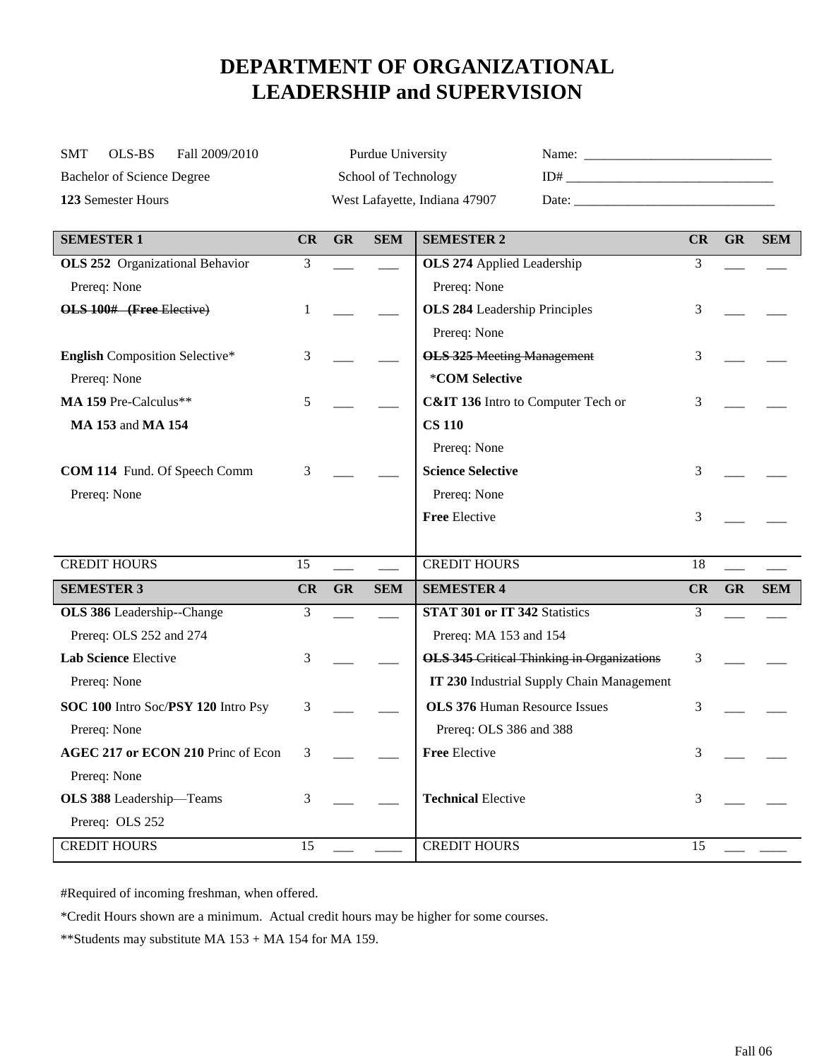# DEPARTMENT OF ORGANIZATIONAL LEADERSHIP and SUPERVISION

SMT OLS-BS Fall 2009/2010 | Purdue University | Name: ____________________________

Bachelor of Science Degree | School of Technology | ID# ______________________________

**123** Semester Hours | West Lafayette, Indiana 47907 | Date: _____________________________

| **SEMESTER 1** | **CR** | **GR** | **SEM** | **SEMESTER 2** | **CR** | **GR** | **SEM** |
|---|---|---|---|---|---|---|---|
| **OLS 252** Organizational Behavior | 3 | ___ | ___ | **OLS 274** Applied Leadership | 3 | ___ | ___ |
| Prereq: None | | | | Prereq: None | | | |
| ~~**OLS 100# (Free** Elective)~~ | 1 | ___ | ___ | **OLS 284** Leadership Principles | 3 | ___ | ___ |
| | | | | Prereq: None | | | |
| **English** Composition Selective* | 3 | ___ | ___ | ~~**OLS 325** Meeting Management~~ | 3 | ___ | ___ |
| Prereq: None | | | | ***COM Selective** | | | |
| **MA 159** Pre-Calculus** | 5 | ___ | ___ | **C&IT 136** Intro to Computer Tech or | 3 | ___ | ___ |
| **MA 153** and **MA 154** | | | | **CS 110** | | | |
| | | | | Prereq: None | | | |
| **COM 114** Fund. Of Speech Comm | 3 | ___ | ___ | **Science Selective** | 3 | ___ | ___ |
| Prereq: None | | | | Prereq: None | | | |
| | | | | **Free** Elective | 3 | ___ | ___ |
| CREDIT HOURS | 15 | ___ | ___ | CREDIT HOURS | 18 | ___ | ___ |
| **SEMESTER 3** | **CR** | **GR** | **SEM** | **SEMESTER 4** | **CR** | **GR** | **SEM** |
| **OLS 386** Leadership--Change | 3 | ___ | ___ | **STAT 301 or IT 342** Statistics | 3 | ___ | ___ |
| Prereq: OLS 252 and 274 | | | | Prereq: MA 153 and 154 | | | |
| **Lab Science** Elective | 3 | ___ | ___ | ~~**OLS 345** Critical Thinking in Organizations~~ | 3 | ___ | ___ |
| Prereq: None | | | | **IT 230** Industrial Supply Chain Management | | | |
| **SOC 100** Intro Soc/**PSY 120** Intro Psy | 3 | ___ | ___ | **OLS 376** Human Resource Issues | 3 | ___ | ___ |
| Prereq: None | | | | Prereq: OLS 386 and 388 | | | |
| **AGEC 217 or ECON 210** Princ of Econ | 3 | ___ | ___ | **Free** Elective | 3 | ___ | ___ |
| Prereq: None | | | | | | | |
| **OLS 388** Leadership—Teams | 3 | ___ | ___ | **Technical** Elective | 3 | ___ | ___ |
| Prereq: OLS 252 | | | | | | | |
| CREDIT HOURS | 15 | ___ | ____ | CREDIT HOURS | 15 | ___ | ____ |

#Required of incoming freshman, when offered.

*Credit Hours shown are a minimum. Actual credit hours may be higher for some courses.

**Students may substitute MA 153 + MA 154 for MA 159.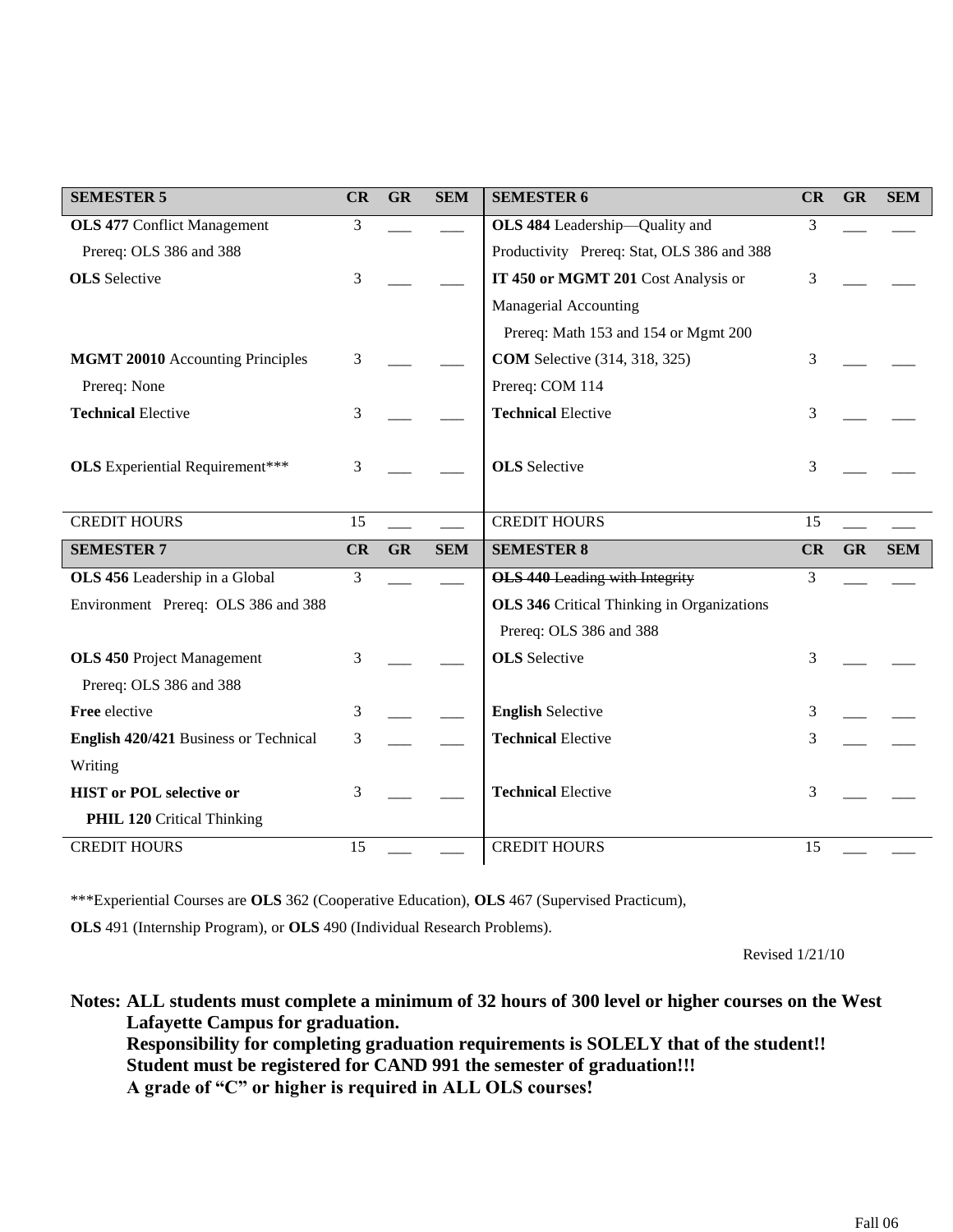| SEMESTER 5 | CR | GR | SEM | SEMESTER 6 | CR | GR | SEM |
|---|---|---|---|---|---|---|---|
| **OLS 477** Conflict Management Prereq: OLS 386 and 388 | 3 | ___ | ___ | **OLS 484** Leadership—Quality and Productivity Prereq: Stat, OLS 386 and 388 | 3 | ___ | ___ |
| **OLS** Selective | 3 | ___ | ___ | **IT 450 or MGMT 201** Cost Analysis or Managerial Accounting Prereq: Math 153 and 154 or Mgmt 200 | 3 | ___ | ___ |
| **MGMT 20010** Accounting Principles Prereq: None | 3 | ___ | ___ | **COM** Selective (314, 318, 325) Prereq: COM 114 | 3 | ___ | ___ |
| **Technical** Elective | 3 | ___ | ___ | **Technical** Elective | 3 | ___ | ___ |
| **OLS** Experiential Requirement*** | 3 | ___ | ___ | **OLS** Selective | 3 | ___ | ___ |
| CREDIT HOURS | 15 | ___ | ___ | CREDIT HOURS | 15 | ___ | ___ |

| SEMESTER 7 | CR | GR | SEM | SEMESTER 8 | CR | GR | SEM |
|---|---|---|---|---|---|---|---|
| **OLS 456** Leadership in a Global Environment Prereq: OLS 386 and 388 | 3 | ___ | ___ | ~~**OLS 440** Leading with Integrity~~ **OLS 346** Critical Thinking in Organizations Prereq: OLS 386 and 388 | 3 | ___ | ___ |
| **OLS 450** Project Management Prereq: OLS 386 and 388 | 3 | ___ | ___ | **OLS** Selective | 3 | ___ | ___ |
| **Free** elective | 3 | ___ | ___ | **English** Selective | 3 | ___ | ___ |
| **English 420/421** Business or Technical Writing | 3 | ___ | ___ | **Technical** Elective | 3 | ___ | ___ |
| **HIST or POL selective or PHIL 120** Critical Thinking | 3 | ___ | ___ | **Technical** Elective | 3 | ___ | ___ |
| CREDIT HOURS | 15 | ___ | ___ | CREDIT HOURS | 15 | ___ | ___ |

***Experiential Courses are **OLS** 362 (Cooperative Education), **OLS** 467 (Supervised Practicum), **OLS** 491 (Internship Program), or **OLS** 490 (Individual Research Problems).

Revised 1/21/10

**Notes: ALL students must complete a minimum of 32 hours of 300 level or higher courses on the West Lafayette Campus for graduation.**
**Responsibility for completing graduation requirements is SOLELY that of the student!!**
**Student must be registered for CAND 991 the semester of graduation!!!**
**A grade of "C" or higher is required in ALL OLS courses!**

Fall 06